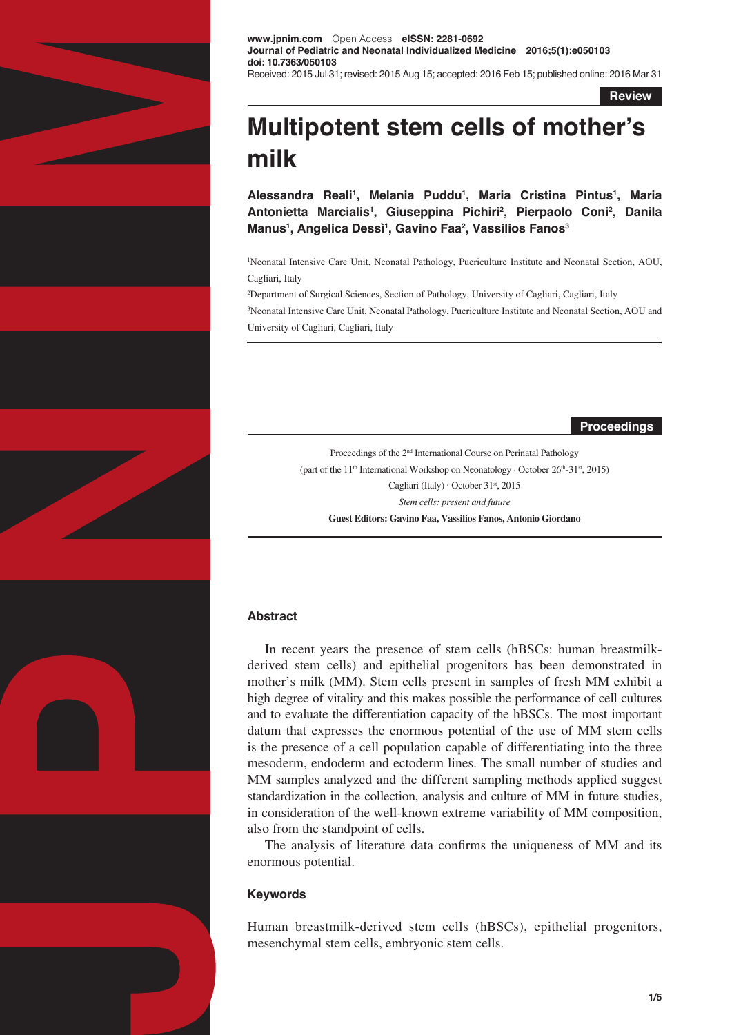www.jpnim.com Open Access **eISSN: 2281-0692**
**Journal of Pediatric and Neonatal Individualized Medicine 2016;5(1):e050103**
**doi: 10.7363/050103**
Received: 2015 Jul 31; revised: 2015 Aug 15; accepted: 2016 Feb 15; published online: 2016 Mar 31

**Review**

# Multipotent stem cells of mother's milk

**Alessandra Reali[1], Melania Puddu[1], Maria Cristina Pintus[1], Maria Antonietta Marcialis[1], Giuseppina Pichiri[2], Pierpaolo Coni[2], Danila Manus[1], Angelica Dessì[1], Gavino Faa[2], Vassilios Fanos[3]**

[1]Neonatal Intensive Care Unit, Neonatal Pathology, Puericulture Institute and Neonatal Section, AOU, Cagliari, Italy

[2]Department of Surgical Sciences, Section of Pathology, University of Cagliari, Cagliari, Italy

[3]Neonatal Intensive Care Unit, Neonatal Pathology, Puericulture Institute and Neonatal Section, AOU and University of Cagliari, Cagliari, Italy

**Proceedings**

Proceedings of the 2nd International Course on Perinatal Pathology
(part of the 11th International Workshop on Neonatology · October 26th-31st, 2015)
Cagliari (Italy) · October 31st, 2015
*Stem cells: present and future*
**Guest Editors: Gavino Faa, Vassilios Fanos, Antonio Giordano**

## Abstract

In recent years the presence of stem cells (hBSCs: human breastmilk-derived stem cells) and epithelial progenitors has been demonstrated in mother's milk (MM). Stem cells present in samples of fresh MM exhibit a high degree of vitality and this makes possible the performance of cell cultures and to evaluate the differentiation capacity of the hBSCs. The most important datum that expresses the enormous potential of the use of MM stem cells is the presence of a cell population capable of differentiating into the three mesoderm, endoderm and ectoderm lines. The small number of studies and MM samples analyzed and the different sampling methods applied suggest standardization in the collection, analysis and culture of MM in future studies, in consideration of the well-known extreme variability of MM composition, also from the standpoint of cells.

The analysis of literature data confirms the uniqueness of MM and its enormous potential.

## Keywords

Human breastmilk-derived stem cells (hBSCs), epithelial progenitors, mesenchymal stem cells, embryonic stem cells.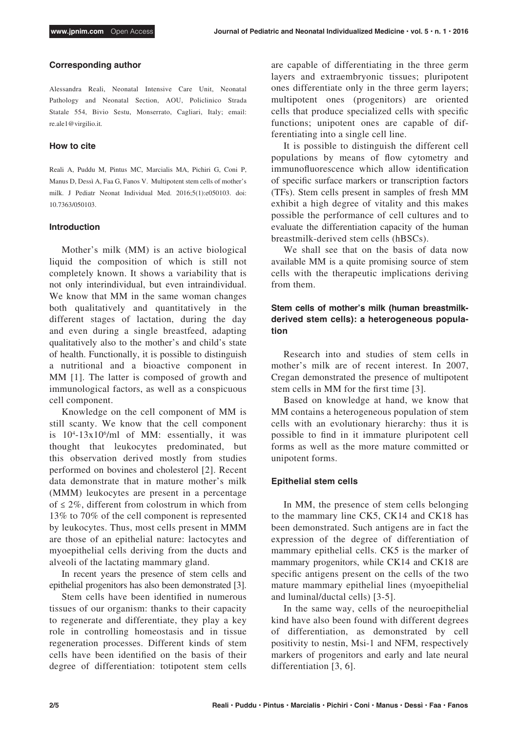#### Corresponding author

Alessandra Reali, Neonatal Intensive Care Unit, Neonatal Pathology and Neonatal Section, AOU, Policlinico Strada Statale 554, Bivio Sestu, Monserrato, Cagliari, Italy; email: re.ale1@virgilio.it.

#### How to cite

Reali A, Puddu M, Pintus MC, Marcialis MA, Pichiri G, Coni P, Manus D, Dessì A, Faa G, Fanos V. Multipotent stem cells of mother's milk. J Pediatr Neonat Individual Med. 2016;5(1):e050103. doi: 10.7363/050103.

#### Introduction

Mother's milk (MM) is an active biological liquid the composition of which is still not completely known. It shows a variability that is not only interindividual, but even intraindividual. We know that MM in the same woman changes both qualitatively and quantitatively in the different stages of lactation, during the day and even during a single breastfeed, adapting qualitatively also to the mother's and child's state of health. Functionally, it is possible to distinguish a nutritional and a bioactive component in MM [1]. The latter is composed of growth and immunological factors, as well as a conspicuous cell component.

Knowledge on the cell component of MM is still scanty. We know that the cell component is $10^4$-$13x10^6$/ml of MM: essentially, it was thought that leukocytes predominated, but this observation derived mostly from studies performed on bovines and cholesterol [2]. Recent data demonstrate that in mature mother's milk (MMM) leukocytes are present in a percentage of $\leq 2\%$, different from colostrum in which from 13% to 70% of the cell component is represented by leukocytes. Thus, most cells present in MMM are those of an epithelial nature: lactocytes and myoepithelial cells deriving from the ducts and alveoli of the lactating mammary gland.

In recent years the presence of stem cells and epithelial progenitors has also been demonstrated [3].

Stem cells have been identified in numerous tissues of our organism: thanks to their capacity to regenerate and differentiate, they play a key role in controlling homeostasis and in tissue regeneration processes. Different kinds of stem cells have been identified on the basis of their degree of differentiation: totipotent stem cells are capable of differentiating in the three germ layers and extraembryonic tissues; pluripotent ones differentiate only in the three germ layers; multipotent ones (progenitors) are oriented cells that produce specialized cells with specific functions; unipotent ones are capable of differentiating into a single cell line.

It is possible to distinguish the different cell populations by means of flow cytometry and immunofluorescence which allow identification of specific surface markers or transcription factors (TFs). Stem cells present in samples of fresh MM exhibit a high degree of vitality and this makes possible the performance of cell cultures and to evaluate the differentiation capacity of the human breastmilk-derived stem cells (hBSCs).

We shall see that on the basis of data now available MM is a quite promising source of stem cells with the therapeutic implications deriving from them.

#### Stem cells of mother's milk (human breastmilk-derived stem cells): a heterogeneous population

Research into and studies of stem cells in mother's milk are of recent interest. In 2007, Cregan demonstrated the presence of multipotent stem cells in MM for the first time [3].

Based on knowledge at hand, we know that MM contains a heterogeneous population of stem cells with an evolutionary hierarchy: thus it is possible to find in it immature pluripotent cell forms as well as the more mature committed or unipotent forms.

#### Epithelial stem cells

In MM, the presence of stem cells belonging to the mammary line CK5, CK14 and CK18 has been demonstrated. Such antigens are in fact the expression of the degree of differentiation of mammary epithelial cells. CK5 is the marker of mammary progenitors, while CK14 and CK18 are specific antigens present on the cells of the two mature mammary epithelial lines (myoepithelial and luminal/ductal cells) [3-5].

In the same way, cells of the neuroepithelial kind have also been found with different degrees of differentiation, as demonstrated by cell positivity to nestin, Msi-1 and NFM, respectively markers of progenitors and early and late neural differentiation [3, 6].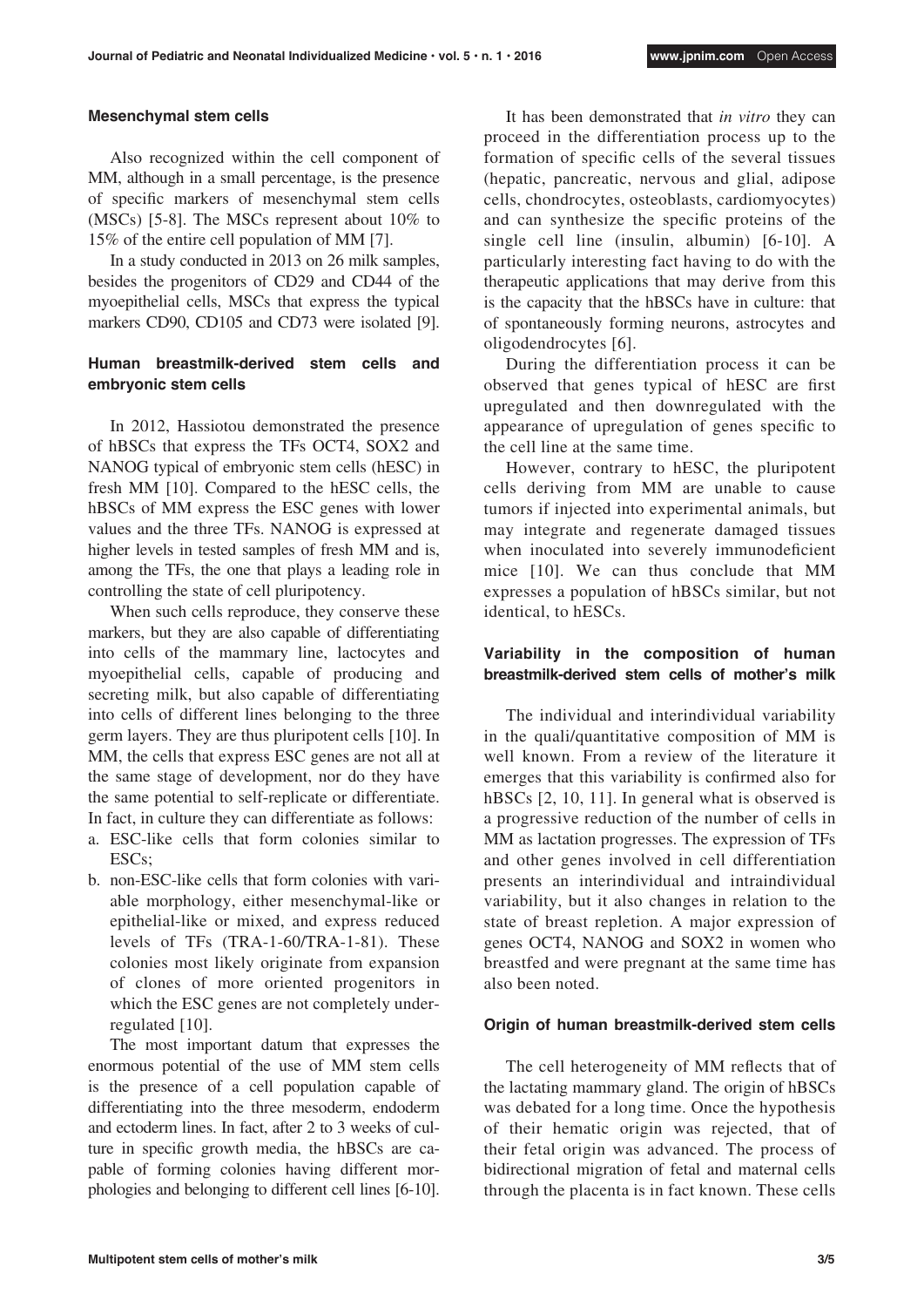### Mesenchymal stem cells

Also recognized within the cell component of MM, although in a small percentage, is the presence of specific markers of mesenchymal stem cells (MSCs) [5-8]. The MSCs represent about 10% to 15% of the entire cell population of MM [7].

In a study conducted in 2013 on 26 milk samples, besides the progenitors of CD29 and CD44 of the myoepithelial cells, MSCs that express the typical markers CD90, CD105 and CD73 were isolated [9].

### Human breastmilk-derived stem cells and embryonic stem cells

In 2012, Hassiotou demonstrated the presence of hBSCs that express the TFs OCT4, SOX2 and NANOG typical of embryonic stem cells (hESC) in fresh MM [10]. Compared to the hESC cells, the hBSCs of MM express the ESC genes with lower values and the three TFs. NANOG is expressed at higher levels in tested samples of fresh MM and is, among the TFs, the one that plays a leading role in controlling the state of cell pluripotency.

When such cells reproduce, they conserve these markers, but they are also capable of differentiating into cells of the mammary line, lactocytes and myoepithelial cells, capable of producing and secreting milk, but also capable of differentiating into cells of different lines belonging to the three germ layers. They are thus pluripotent cells [10]. In MM, the cells that express ESC genes are not all at the same stage of development, nor do they have the same potential to self-replicate or differentiate. In fact, in culture they can differentiate as follows:

a. ESC-like cells that form colonies similar to ESCs;
b. non-ESC-like cells that form colonies with variable morphology, either mesenchymal-like or epithelial-like or mixed, and express reduced levels of TFs (TRA-1-60/TRA-1-81). These colonies most likely originate from expansion of clones of more oriented progenitors in which the ESC genes are not completely underregulated [10].

The most important datum that expresses the enormous potential of the use of MM stem cells is the presence of a cell population capable of differentiating into the three mesoderm, endoderm and ectoderm lines. In fact, after 2 to 3 weeks of culture in specific growth media, the hBSCs are capable of forming colonies having different morphologies and belonging to different cell lines [6-10].

It has been demonstrated that *in vitro* they can proceed in the differentiation process up to the formation of specific cells of the several tissues (hepatic, pancreatic, nervous and glial, adipose cells, chondrocytes, osteoblasts, cardiomyocytes) and can synthesize the specific proteins of the single cell line (insulin, albumin) [6-10]. A particularly interesting fact having to do with the therapeutic applications that may derive from this is the capacity that the hBSCs have in culture: that of spontaneously forming neurons, astrocytes and oligodendrocytes [6].

During the differentiation process it can be observed that genes typical of hESC are first upregulated and then downregulated with the appearance of upregulation of genes specific to the cell line at the same time.

However, contrary to hESC, the pluripotent cells deriving from MM are unable to cause tumors if injected into experimental animals, but may integrate and regenerate damaged tissues when inoculated into severely immunodeficient mice [10]. We can thus conclude that MM expresses a population of hBSCs similar, but not identical, to hESCs.

### Variability in the composition of human breastmilk-derived stem cells of mother's milk

The individual and interindividual variability in the quali/quantitative composition of MM is well known. From a review of the literature it emerges that this variability is confirmed also for hBSCs [2, 10, 11]. In general what is observed is a progressive reduction of the number of cells in MM as lactation progresses. The expression of TFs and other genes involved in cell differentiation presents an interindividual and intraindividual variability, but it also changes in relation to the state of breast repletion. A major expression of genes OCT4, NANOG and SOX2 in women who breastfed and were pregnant at the same time has also been noted.

### Origin of human breastmilk-derived stem cells

The cell heterogeneity of MM reflects that of the lactating mammary gland. The origin of hBSCs was debated for a long time. Once the hypothesis of their hematic origin was rejected, that of their fetal origin was advanced. The process of bidirectional migration of fetal and maternal cells through the placenta is in fact known. These cells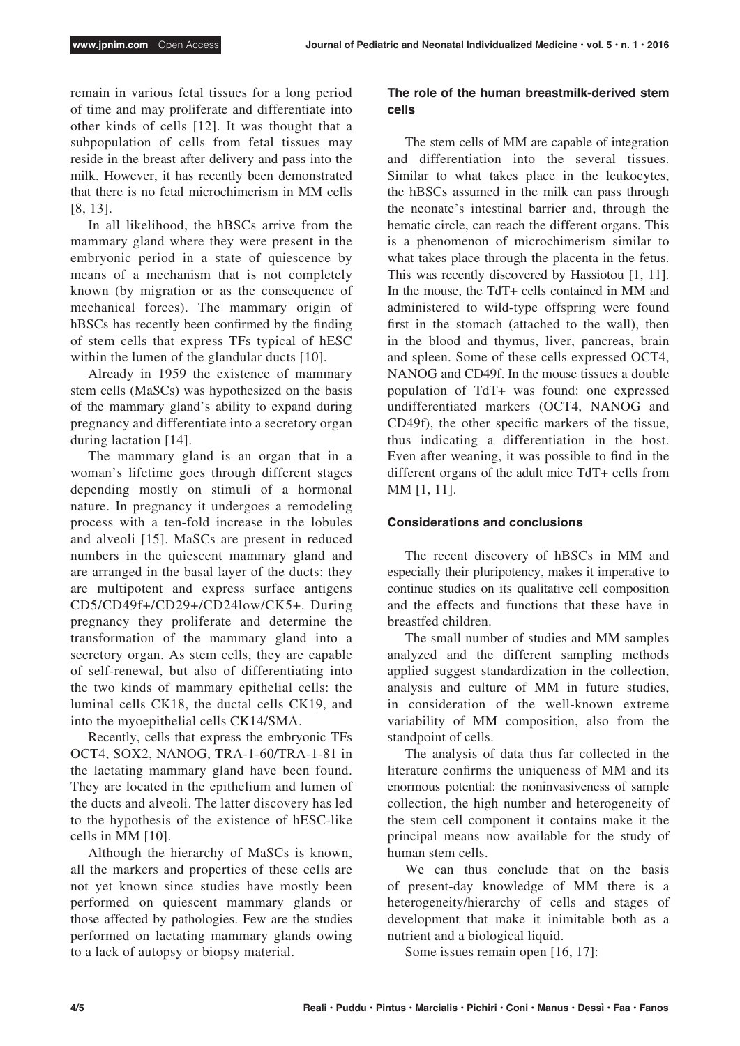remain in various fetal tissues for a long period of time and may proliferate and differentiate into other kinds of cells [12]. It was thought that a subpopulation of cells from fetal tissues may reside in the breast after delivery and pass into the milk. However, it has recently been demonstrated that there is no fetal microchimerism in MM cells [8, 13].

In all likelihood, the hBSCs arrive from the mammary gland where they were present in the embryonic period in a state of quiescence by means of a mechanism that is not completely known (by migration or as the consequence of mechanical forces). The mammary origin of hBSCs has recently been confirmed by the finding of stem cells that express TFs typical of hESC within the lumen of the glandular ducts [10].

Already in 1959 the existence of mammary stem cells (MaSCs) was hypothesized on the basis of the mammary gland's ability to expand during pregnancy and differentiate into a secretory organ during lactation [14].

The mammary gland is an organ that in a woman's lifetime goes through different stages depending mostly on stimuli of a hormonal nature. In pregnancy it undergoes a remodeling process with a ten-fold increase in the lobules and alveoli [15]. MaSCs are present in reduced numbers in the quiescent mammary gland and are arranged in the basal layer of the ducts: they are multipotent and express surface antigens CD5/CD49f+/CD29+/CD24low/CK5+. During pregnancy they proliferate and determine the transformation of the mammary gland into a secretory organ. As stem cells, they are capable of self-renewal, but also of differentiating into the two kinds of mammary epithelial cells: the luminal cells CK18, the ductal cells CK19, and into the myoepithelial cells CK14/SMA.

Recently, cells that express the embryonic TFs OCT4, SOX2, NANOG, TRA-1-60/TRA-1-81 in the lactating mammary gland have been found. They are located in the epithelium and lumen of the ducts and alveoli. The latter discovery has led to the hypothesis of the existence of hESC-like cells in MM [10].

Although the hierarchy of MaSCs is known, all the markers and properties of these cells are not yet known since studies have mostly been performed on quiescent mammary glands or those affected by pathologies. Few are the studies performed on lactating mammary glands owing to a lack of autopsy or biopsy material.

## The role of the human breastmilk-derived stem cells

The stem cells of MM are capable of integration and differentiation into the several tissues. Similar to what takes place in the leukocytes, the hBSCs assumed in the milk can pass through the neonate's intestinal barrier and, through the hematic circle, can reach the different organs. This is a phenomenon of microchimerism similar to what takes place through the placenta in the fetus. This was recently discovered by Hassiotou [1, 11]. In the mouse, the TdT+ cells contained in MM and administered to wild-type offspring were found first in the stomach (attached to the wall), then in the blood and thymus, liver, pancreas, brain and spleen. Some of these cells expressed OCT4, NANOG and CD49f. In the mouse tissues a double population of TdT+ was found: one expressed undifferentiated markers (OCT4, NANOG and CD49f), the other specific markers of the tissue, thus indicating a differentiation in the host. Even after weaning, it was possible to find in the different organs of the adult mice TdT+ cells from MM [1, 11].

## Considerations and conclusions

The recent discovery of hBSCs in MM and especially their pluripotency, makes it imperative to continue studies on its qualitative cell composition and the effects and functions that these have in breastfed children.

The small number of studies and MM samples analyzed and the different sampling methods applied suggest standardization in the collection, analysis and culture of MM in future studies, in consideration of the well-known extreme variability of MM composition, also from the standpoint of cells.

The analysis of data thus far collected in the literature confirms the uniqueness of MM and its enormous potential: the noninvasiveness of sample collection, the high number and heterogeneity of the stem cell component it contains make it the principal means now available for the study of human stem cells.

We can thus conclude that on the basis of present-day knowledge of MM there is a heterogeneity/hierarchy of cells and stages of development that make it inimitable both as a nutrient and a biological liquid.

Some issues remain open [16, 17]: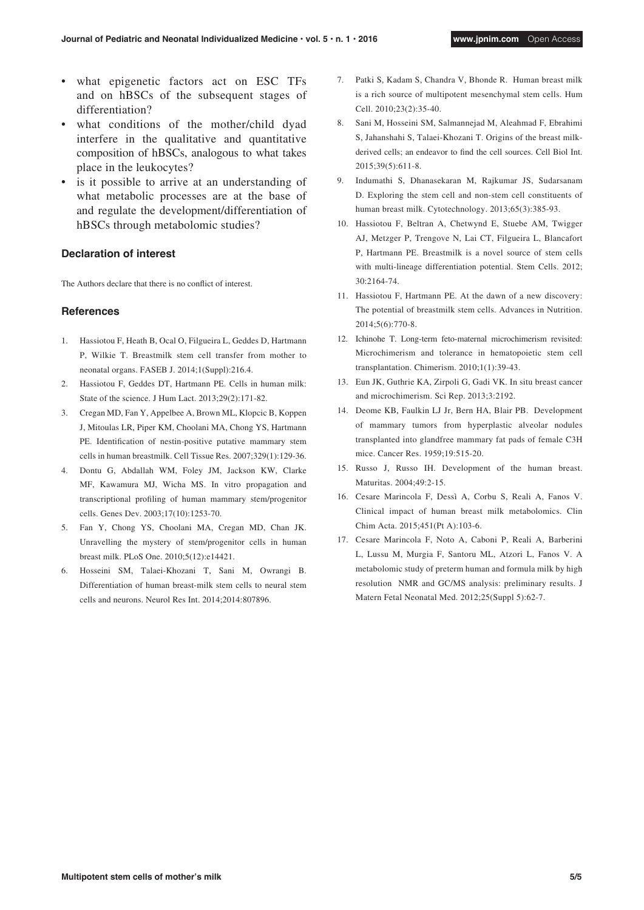- what epigenetic factors act on ESC TFs and on hBSCs of the subsequent stages of differentiation?
- what conditions of the mother/child dyad interfere in the qualitative and quantitative composition of hBSCs, analogous to what takes place in the leukocytes?
- is it possible to arrive at an understanding of what metabolic processes are at the base of and regulate the development/differentiation of hBSCs through metabolomic studies?

### Declaration of interest

The Authors declare that there is no conflict of interest.

### References

1. Hassiotou F, Heath B, Ocal O, Filgueira L, Geddes D, Hartmann P, Wilkie T. Breastmilk stem cell transfer from mother to neonatal organs. FASEB J. 2014;1(Suppl):216.4.
2. Hassiotou F, Geddes DT, Hartmann PE. Cells in human milk: State of the science. J Hum Lact. 2013;29(2):171-82.
3. Cregan MD, Fan Y, Appelbee A, Brown ML, Klopcic B, Koppen J, Mitoulas LR, Piper KM, Choolani MA, Chong YS, Hartmann PE. Identification of nestin-positive putative mammary stem cells in human breastmilk. Cell Tissue Res. 2007;329(1):129-36.
4. Dontu G, Abdallah WM, Foley JM, Jackson KW, Clarke MF, Kawamura MJ, Wicha MS. In vitro propagation and transcriptional profiling of human mammary stem/progenitor cells. Genes Dev. 2003;17(10):1253-70.
5. Fan Y, Chong YS, Choolani MA, Cregan MD, Chan JK. Unravelling the mystery of stem/progenitor cells in human breast milk. PLoS One. 2010;5(12):e14421.
6. Hosseini SM, Talaei-Khozani T, Sani M, Owrangi B. Differentiation of human breast-milk stem cells to neural stem cells and neurons. Neurol Res Int. 2014;2014:807896.
7. Patki S, Kadam S, Chandra V, Bhonde R. Human breast milk is a rich source of multipotent mesenchymal stem cells. Hum Cell. 2010;23(2):35-40.
8. Sani M, Hosseini SM, Salmannejad M, Aleahmad F, Ebrahimi S, Jahanshahi S, Talaei-Khozani T. Origins of the breast milk-derived cells; an endeavor to find the cell sources. Cell Biol Int. 2015;39(5):611-8.
9. Indumathi S, Dhanasekaran M, Rajkumar JS, Sudarsanam D. Exploring the stem cell and non-stem cell constituents of human breast milk. Cytotechnology. 2013;65(3):385-93.
10. Hassiotou F, Beltran A, Chetwynd E, Stuebe AM, Twigger AJ, Metzger P, Trengove N, Lai CT, Filgueira L, Blancafort P, Hartmann PE. Breastmilk is a novel source of stem cells with multi-lineage differentiation potential. Stem Cells. 2012; 30:2164-74.
11. Hassiotou F, Hartmann PE. At the dawn of a new discovery: The potential of breastmilk stem cells. Advances in Nutrition. 2014;5(6):770-8.
12. Ichinohe T. Long-term feto-maternal microchimerism revisited: Microchimerism and tolerance in hematopoietic stem cell transplantation. Chimerism. 2010;1(1):39-43.
13. Eun JK, Guthrie KA, Zirpoli G, Gadi VK. In situ breast cancer and microchimerism. Sci Rep. 2013;3:2192.
14. Deome KB, Faulkin LJ Jr, Bern HA, Blair PB. Development of mammary tumors from hyperplastic alveolar nodules transplanted into glandfree mammary fat pads of female C3H mice. Cancer Res. 1959;19:515-20.
15. Russo J, Russo IH. Development of the human breast. Maturitas. 2004;49:2-15.
16. Cesare Marincola F, Dessì A, Corbu S, Reali A, Fanos V. Clinical impact of human breast milk metabolomics. Clin Chim Acta. 2015;451(Pt A):103-6.
17. Cesare Marincola F, Noto A, Caboni P, Reali A, Barberini L, Lussu M, Murgia F, Santoru ML, Atzori L, Fanos V. A metabolomic study of preterm human and formula milk by high resolution NMR and GC/MS analysis: preliminary results. J Matern Fetal Neonatal Med. 2012;25(Suppl 5):62-7.